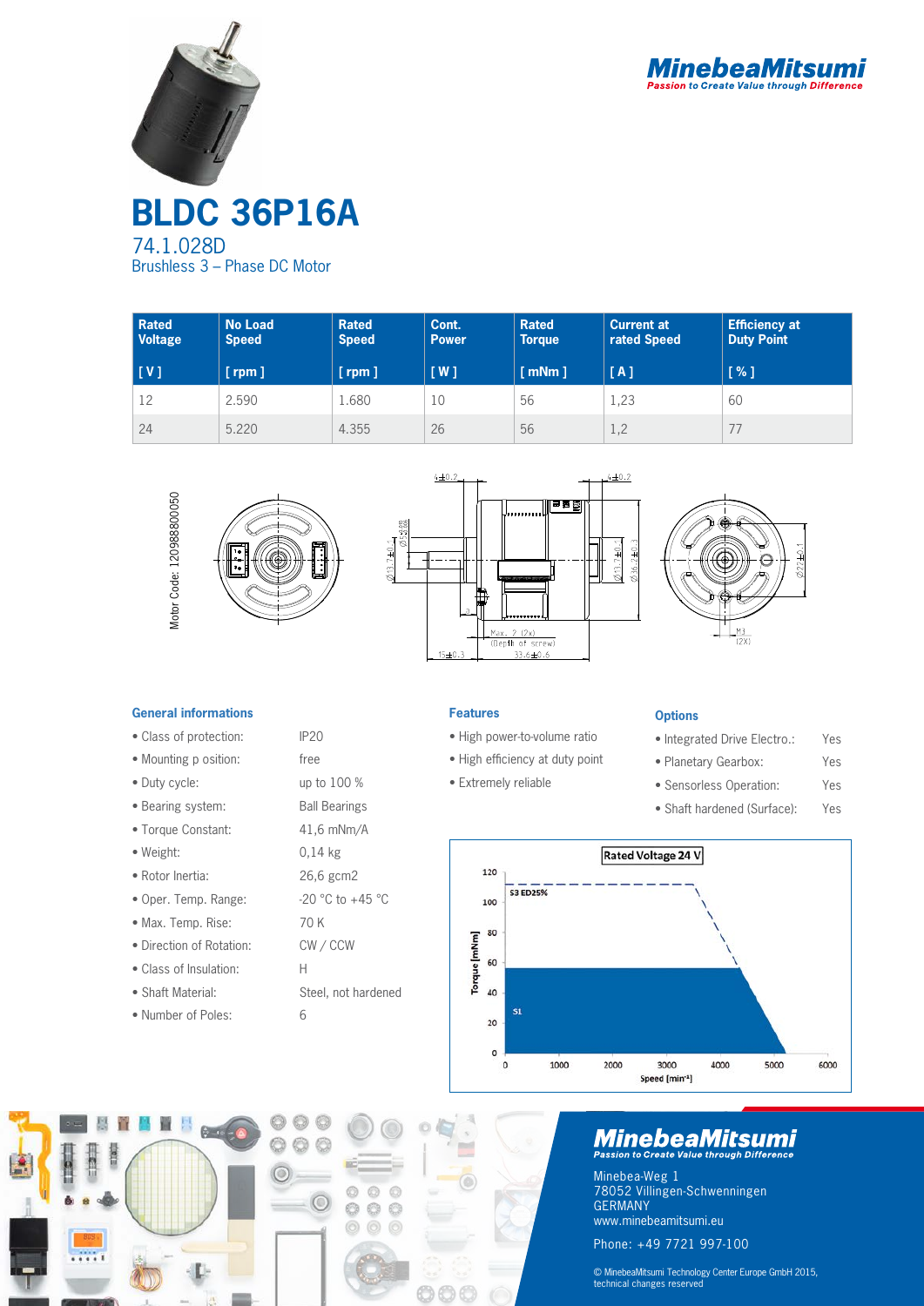MinebeaMitsumi
Passion to Create Value through Difference

# BLDC 36P16A

## 74.1.028D

Brushless 3 – Phase DC Motor

| Rated Voltage [ V ] | No Load Speed [ rpm ] | Rated Speed [ rpm ] | Cont. Power [ W ] | Rated Torque [ mNm ] | Current at rated Speed [ A ] | Efficiency at Duty Point [ % ] |
|---|---|---|---|---|---|---|
| 12 | 2.590 | 1.680 | 10 | 56 | 1,23 | 60 |
| 24 | 5.220 | 4.355 | 26 | 56 | 1,2 | 77 |

Motor Code: 120988800050

### General informations

| | |
|---|---|
| • Class of protection: | IP20 |
| • Mounting p osition: | free |
| • Duty cycle: | up to 100 % |
| • Bearing system: | Ball Bearings |
| • Torque Constant: | 41,6 mNm/A |
| • Weight: | 0,14 kg |
| • Rotor Inertia: | 26,6 gcm2 |
| • Oper. Temp. Range: | -20 °C to +45 °C |
| • Max. Temp. Rise: | 70 K |
| • Direction of Rotation: | CW / CCW |
| • Class of Insulation: | H |
| • Shaft Material: | Steel, not hardened |
| • Number of Poles: | 6 |

### Features

- High power-to-volume ratio
- High efficiency at duty point
- Extremely reliable

### Options

| | |
|---|---|
| • Integrated Drive Electro.: | Yes |
| • Planetary Gearbox: | Yes |
| • Sensorless Operation: | Yes |
| • Shaft hardened (Surface): | Yes |

MinebeaMitsumi
Passion to Create Value through Difference

Minebea-Weg 1
78052 Villingen-Schwenningen
GERMANY
www.minebeamitsumi.eu

Phone: +49 7721 997-100

© MinebeaMitsumi Technology Center Europe GmbH 2015,
technical changes reserved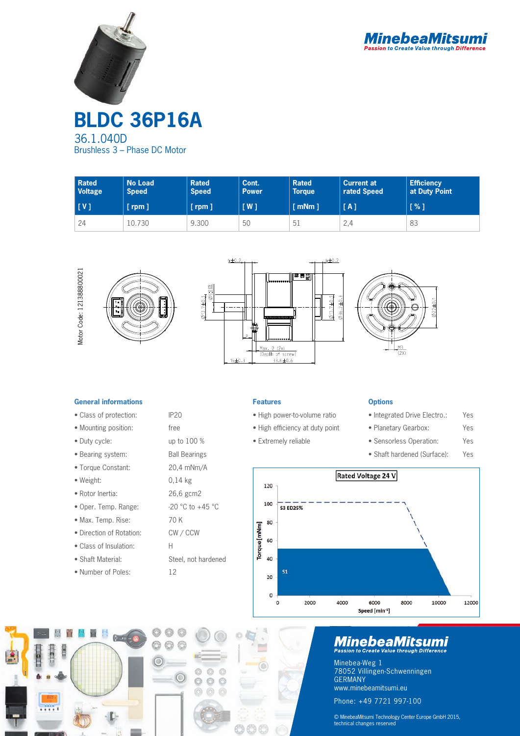MinebeaMitsumi
Passion to Create Value through Difference

# BLDC 36P16A

## 36.1.040D

Brushless 3 – Phase DC Motor

| Rated Voltage [ V ] | No Load Speed [ rpm ] | Rated Speed [ rpm ] | Cont. Power [ W ] | Rated Torque [ mNm ] | Current at rated Speed [ A ] | Efficiency at Duty Point [ % ] |
|---|---|---|---|---|---|---|
| 24 | 10.730 | 9.300 | 50 | 51 | 2,4 | 83 |

Motor Code: 121388800021

### General informations

- Class of protection: IP20
- Mounting position: free
- Duty cycle: up to 100 %
- Bearing system: Ball Bearings
- Torque Constant: 20,4 mNm/A
- Weight: 0,14 kg
- Rotor Inertia: 26,6 gcm2
- Oper. Temp. Range: -20 °C to +45 °C
- Max. Temp. Rise: 70 K
- Direction of Rotation: CW / CCW
- Class of Insulation: H
- Shaft Material: Steel, not hardened
- Number of Poles: 12

### Features

- High power-to-volume ratio
- High efficiency at duty point
- Extremely reliable

### Options

- Integrated Drive Electro.: Yes
- Planetary Gearbox: Yes
- Sensorless Operation: Yes
- Shaft hardened (Surface): Yes

Rated Voltage 24 V

MinebeaMitsumi
Passion to Create Value through Difference

Minebea-Weg 1
78052 Villingen-Schwenningen
GERMANY
www.minebeamitsumi.eu

Phone: +49 7721 997-100

© MinebeaMitsumi Technology Center Europe GmbH 2015, technical changes reserved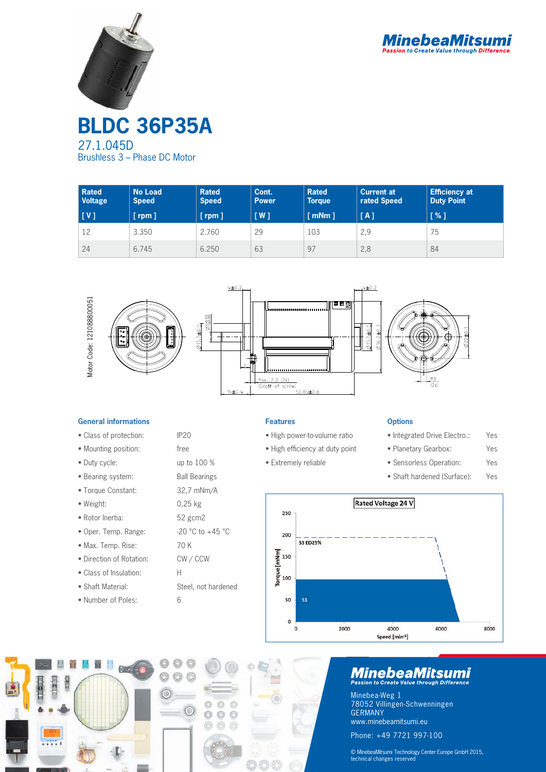# BLDC 36P35A

27.1.045D

Brushless 3 – Phase DC Motor

| Rated Voltage [ V ] | No Load Speed [ rpm ] | Rated Speed [ rpm ] | Cont. Power [ W ] | Rated Torque [ mNm ] | Current at rated Speed [ A ] | Efficiency at Duty Point [ % ] |
|---|---|---|---|---|---|---|
| 12 | 3.350 | 2.760 | 29 | 103 | 2,9 | 75 |
| 24 | 6.745 | 6.250 | 63 | 97 | 2,8 | 84 |

Motor Code: 121088800051

### General informations

- Class of protection: IP20
- Mounting position: free
- Duty cycle: up to 100 %
- Bearing system: Ball Bearings
- Torque Constant: 32,7 mNm/A
- Weight: 0,25 kg
- Rotor Inertia: 52 gcm2
- Oper. Temp. Range: -20 °C to +45 °C
- Max. Temp. Rise: 70 K
- Direction of Rotation: CW / CCW
- Class of Insulation: H
- Shaft Material: Steel, not hardened
- Number of Poles: 6

### Features

- High power-to-volume ratio
- High efficiency at duty point
- Extremely reliable

### Options

- Integrated Drive Electro.: Yes
- Planetary Gearbox: Yes
- Sensorless Operation: Yes
- Shaft hardened (Surface): Yes

Rated Voltage 24 V

MinebeaMitsumi

Passion to Create Value through Difference

Minebea-Weg 1
78052 Villingen-Schwenningen
GERMANY
www.minebeamitsumi.eu

Phone: +49 7721 997-100

© MinebeaMitsumi Technology Center Europe GmbH 2015, technical changes reserved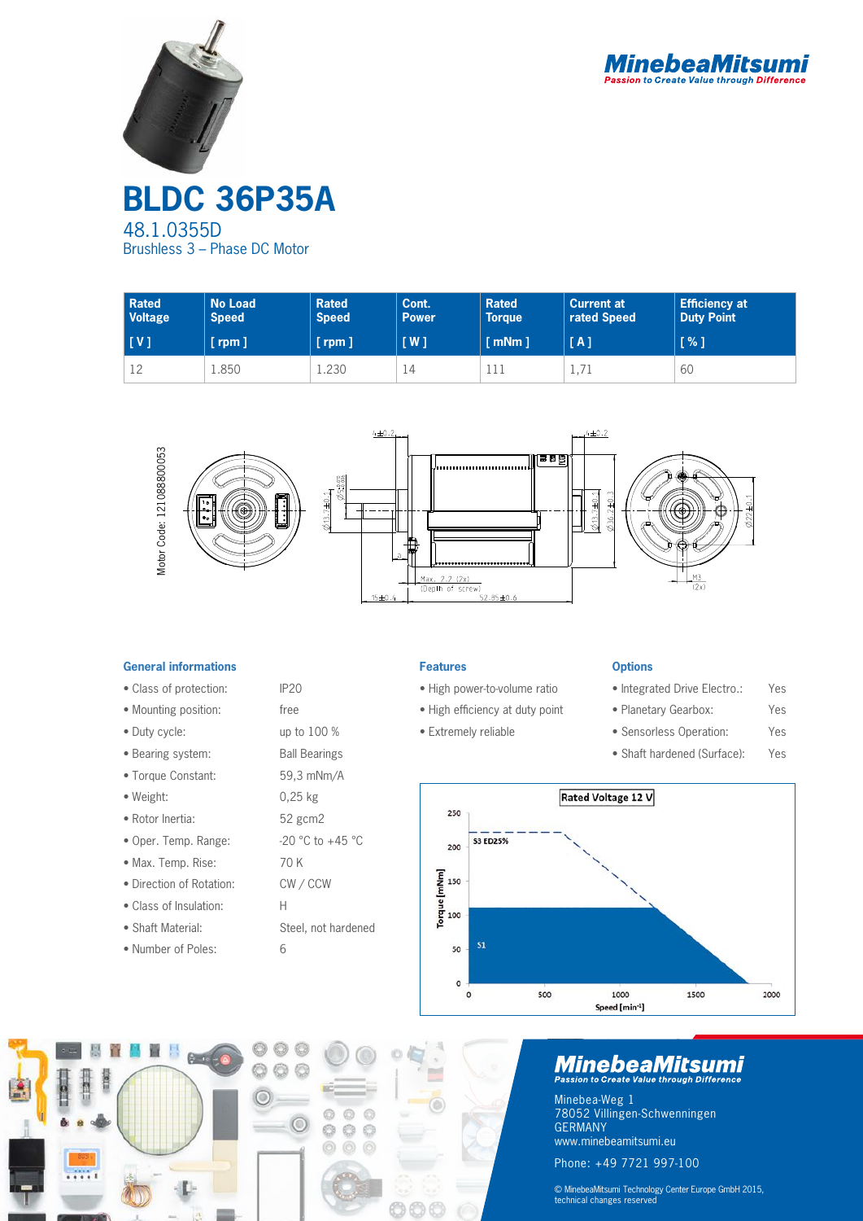MinebeaMitsumi
Passion to Create Value through Difference

# BLDC 36P35A

48.1.0355D
Brushless 3 – Phase DC Motor

| Rated Voltage [ V ] | No Load Speed [ rpm ] | Rated Speed [ rpm ] | Cont. Power [ W ] | Rated Torque [ mNm ] | Current at rated Speed [ A ] | Efficiency at Duty Point [ % ] |
|---|---|---|---|---|---|---|
| 12 | 1.850 | 1.230 | 14 | 111 | 1,71 | 60 |

Motor Code: 121088800053

4±0.2
4±0.2
Ø13,7±0.1
Ø5-0.008
Ø13,7±0.1
Ø36,2±0.3
Ø22±0.1
Max. 2,2 (2x)
(Depth of screw)
15±0.4
52,85±0.6
M3
(2x)

### General informations

- Class of protection: IP20
- Mounting position: free
- Duty cycle: up to 100 %
- Bearing system: Ball Bearings
- Torque Constant: 59,3 mNm/A
- Weight: 0,25 kg
- Rotor Inertia: 52 gcm2
- Oper. Temp. Range: -20 °C to +45 °C
- Max. Temp. Rise: 70 K
- Direction of Rotation: CW / CCW
- Class of Insulation: H
- Shaft Material: Steel, not hardened
- Number of Poles: 6

### Features

- High power-to-volume ratio
- High efficiency at duty point
- Extremely reliable

### Options

- Integrated Drive Electro.: Yes
- Planetary Gearbox: Yes
- Sensorless Operation: Yes
- Shaft hardened (Surface): Yes

Rated Voltage 12 V
S3 ED25%
S1
Torque [mNm]
250
200
150
100
50
0
0
500
1000
1500
2000
Speed [min⁻¹]

MinebeaMitsumi
Passion to Create Value through Difference

Minebea-Weg 1
78052 Villingen-Schwenningen
GERMANY
www.minebeamitsumi.eu

Phone: +49 7721 997-100

© MinebeaMitsumi Technology Center Europe GmbH 2015, technical changes reserved